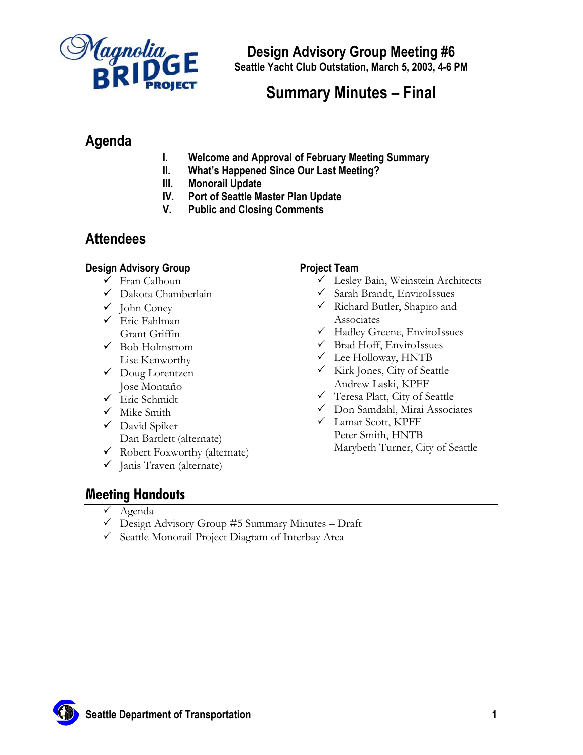# Design Advisory Group Meeting #6

**Seattle Yacht Club Outstation, March 5, 2003, 4-6 PM**

## Summary Minutes – Final

## Agenda

- **I. Welcome and Approval of February Meeting Summary**
- **II. What's Happened Since Our Last Meeting?**
- **III. Monorail Update**
- **IV. Port of Seattle Master Plan Update**
- **V. Public and Closing Comments**

## Attendees

### Design Advisory Group

- ✓ Fran Calhoun
- ✓ Dakota Chamberlain
- ✓ John Coney
- ✓ Eric Fahlman
- Grant Griffin
- ✓ Bob Holmstrom
- Lise Kenworthy
- ✓ Doug Lorentzen
- Jose Montaño
- ✓ Eric Schmidt
- ✓ Mike Smith
- ✓ David Spiker
- Dan Bartlett (alternate)
- ✓ Robert Foxworthy (alternate)
- ✓ Janis Traven (alternate)

### Project Team

- ✓ Lesley Bain, Weinstein Architects
- ✓ Sarah Brandt, EnviroIssues
- ✓ Richard Butler, Shapiro and Associates
- ✓ Hadley Greene, EnviroIssues
- ✓ Brad Hoff, EnviroIssues
- ✓ Lee Holloway, HNTB
- ✓ Kirk Jones, City of Seattle
- Andrew Laski, KPFF
- ✓ Teresa Platt, City of Seattle
- ✓ Don Samdahl, Mirai Associates
- ✓ Lamar Scott, KPFF
- Peter Smith, HNTB
- Marybeth Turner, City of Seattle

## Meeting Handouts

- ✓ Agenda
- ✓ Design Advisory Group #5 Summary Minutes – Draft
- ✓ Seattle Monorail Project Diagram of Interbay Area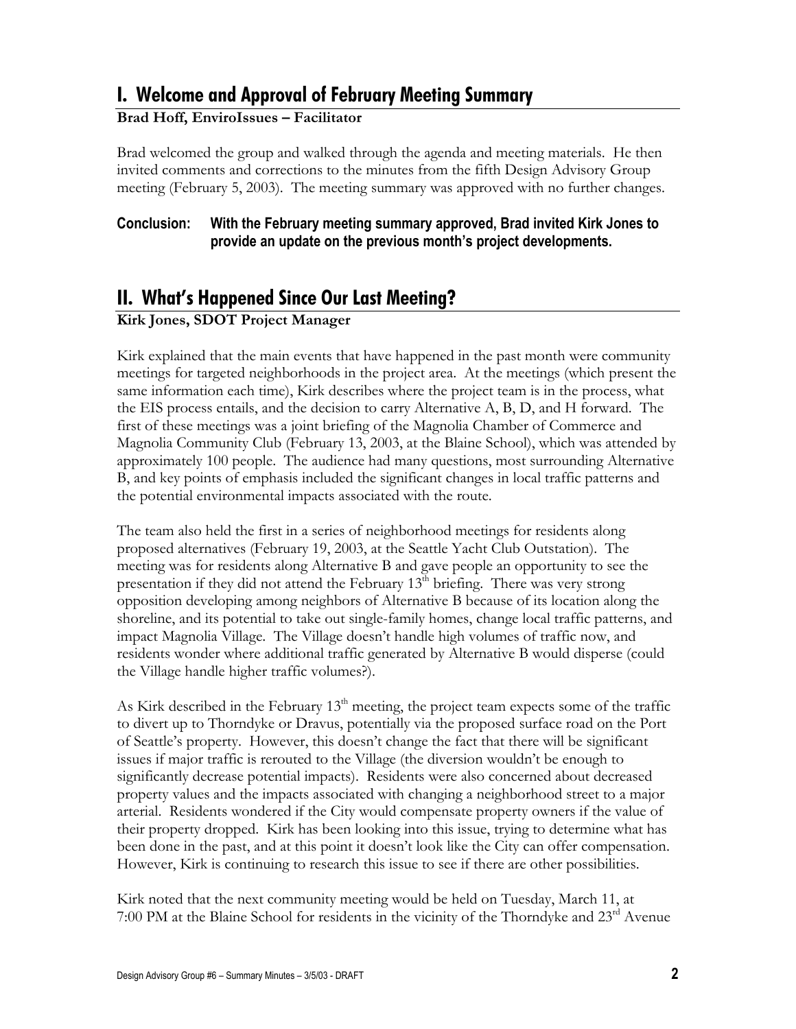## I. Welcome and Approval of February Meeting Summary

**Brad Hoff, EnviroIssues – Facilitator**

Brad welcomed the group and walked through the agenda and meeting materials. He then invited comments and corrections to the minutes from the fifth Design Advisory Group meeting (February 5, 2003). The meeting summary was approved with no further changes.

**Conclusion: With the February meeting summary approved, Brad invited Kirk Jones to provide an update on the previous month's project developments.**

## II. What's Happened Since Our Last Meeting?

**Kirk Jones, SDOT Project Manager**

Kirk explained that the main events that have happened in the past month were community meetings for targeted neighborhoods in the project area. At the meetings (which present the same information each time), Kirk describes where the project team is in the process, what the EIS process entails, and the decision to carry Alternative A, B, D, and H forward. The first of these meetings was a joint briefing of the Magnolia Chamber of Commerce and Magnolia Community Club (February 13, 2003, at the Blaine School), which was attended by approximately 100 people. The audience had many questions, most surrounding Alternative B, and key points of emphasis included the significant changes in local traffic patterns and the potential environmental impacts associated with the route.

The team also held the first in a series of neighborhood meetings for residents along proposed alternatives (February 19, 2003, at the Seattle Yacht Club Outstation). The meeting was for residents along Alternative B and gave people an opportunity to see the presentation if they did not attend the February 13th briefing. There was very strong opposition developing among neighbors of Alternative B because of its location along the shoreline, and its potential to take out single-family homes, change local traffic patterns, and impact Magnolia Village. The Village doesn't handle high volumes of traffic now, and residents wonder where additional traffic generated by Alternative B would disperse (could the Village handle higher traffic volumes?).

As Kirk described in the February 13th meeting, the project team expects some of the traffic to divert up to Thorndyke or Dravus, potentially via the proposed surface road on the Port of Seattle's property. However, this doesn't change the fact that there will be significant issues if major traffic is rerouted to the Village (the diversion wouldn't be enough to significantly decrease potential impacts). Residents were also concerned about decreased property values and the impacts associated with changing a neighborhood street to a major arterial. Residents wondered if the City would compensate property owners if the value of their property dropped. Kirk has been looking into this issue, trying to determine what has been done in the past, and at this point it doesn't look like the City can offer compensation. However, Kirk is continuing to research this issue to see if there are other possibilities.

Kirk noted that the next community meeting would be held on Tuesday, March 11, at 7:00 PM at the Blaine School for residents in the vicinity of the Thorndyke and 23rd Avenue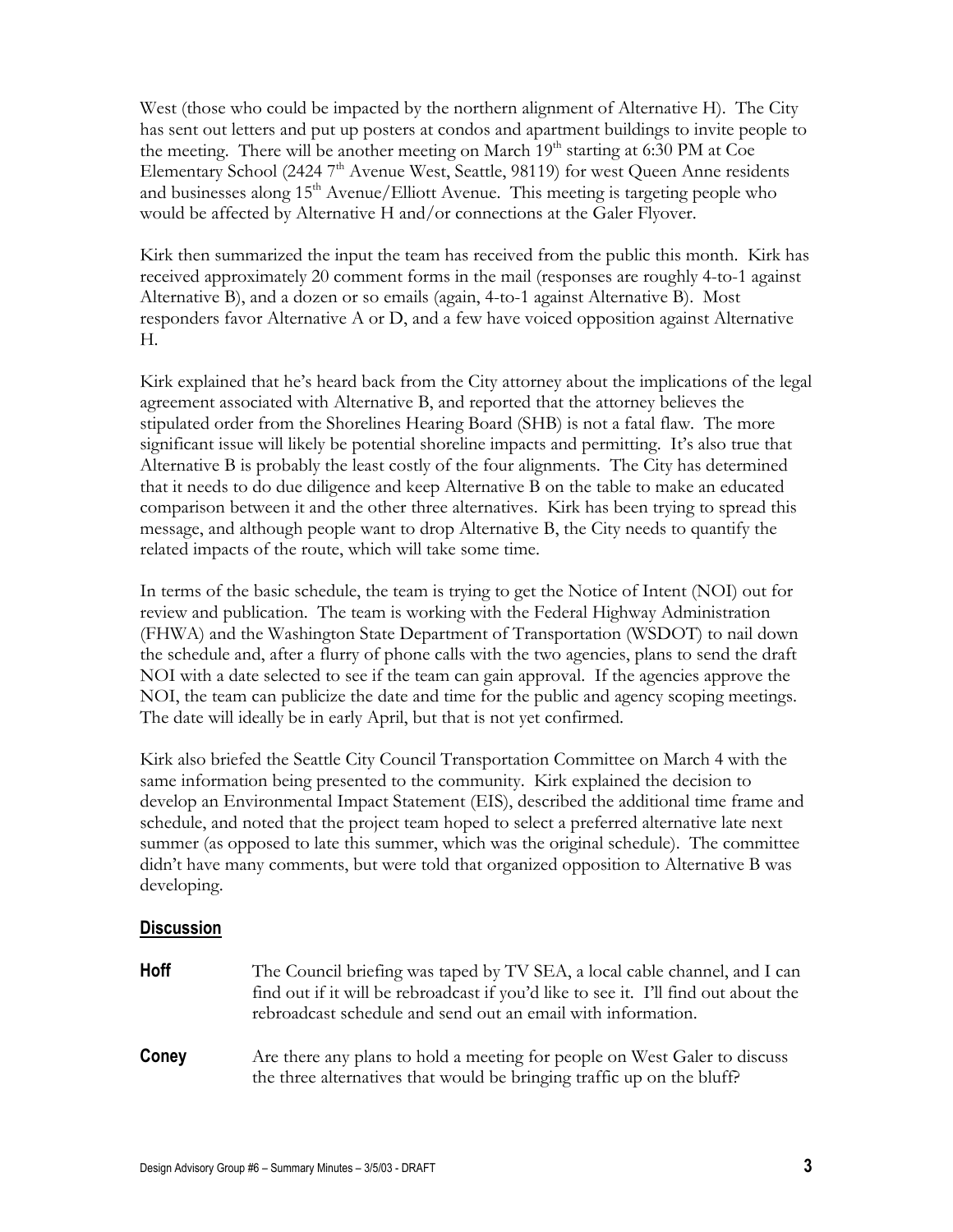West (those who could be impacted by the northern alignment of Alternative H). The City has sent out letters and put up posters at condos and apartment buildings to invite people to the meeting. There will be another meeting on March 19th starting at 6:30 PM at Coe Elementary School (2424 7th Avenue West, Seattle, 98119) for west Queen Anne residents and businesses along 15th Avenue/Elliott Avenue. This meeting is targeting people who would be affected by Alternative H and/or connections at the Galer Flyover.

Kirk then summarized the input the team has received from the public this month. Kirk has received approximately 20 comment forms in the mail (responses are roughly 4-to-1 against Alternative B), and a dozen or so emails (again, 4-to-1 against Alternative B). Most responders favor Alternative A or D, and a few have voiced opposition against Alternative H.

Kirk explained that he's heard back from the City attorney about the implications of the legal agreement associated with Alternative B, and reported that the attorney believes the stipulated order from the Shorelines Hearing Board (SHB) is not a fatal flaw. The more significant issue will likely be potential shoreline impacts and permitting. It's also true that Alternative B is probably the least costly of the four alignments. The City has determined that it needs to do due diligence and keep Alternative B on the table to make an educated comparison between it and the other three alternatives. Kirk has been trying to spread this message, and although people want to drop Alternative B, the City needs to quantify the related impacts of the route, which will take some time.

In terms of the basic schedule, the team is trying to get the Notice of Intent (NOI) out for review and publication. The team is working with the Federal Highway Administration (FHWA) and the Washington State Department of Transportation (WSDOT) to nail down the schedule and, after a flurry of phone calls with the two agencies, plans to send the draft NOI with a date selected to see if the team can gain approval. If the agencies approve the NOI, the team can publicize the date and time for the public and agency scoping meetings. The date will ideally be in early April, but that is not yet confirmed.

Kirk also briefed the Seattle City Council Transportation Committee on March 4 with the same information being presented to the community. Kirk explained the decision to develop an Environmental Impact Statement (EIS), described the additional time frame and schedule, and noted that the project team hoped to select a preferred alternative late next summer (as opposed to late this summer, which was the original schedule). The committee didn't have many comments, but were told that organized opposition to Alternative B was developing.

## Discussion

**Hoff** The Council briefing was taped by TV SEA, a local cable channel, and I can find out if it will be rebroadcast if you'd like to see it. I'll find out about the rebroadcast schedule and send out an email with information.

**Coney** Are there any plans to hold a meeting for people on West Galer to discuss the three alternatives that would be bringing traffic up on the bluff?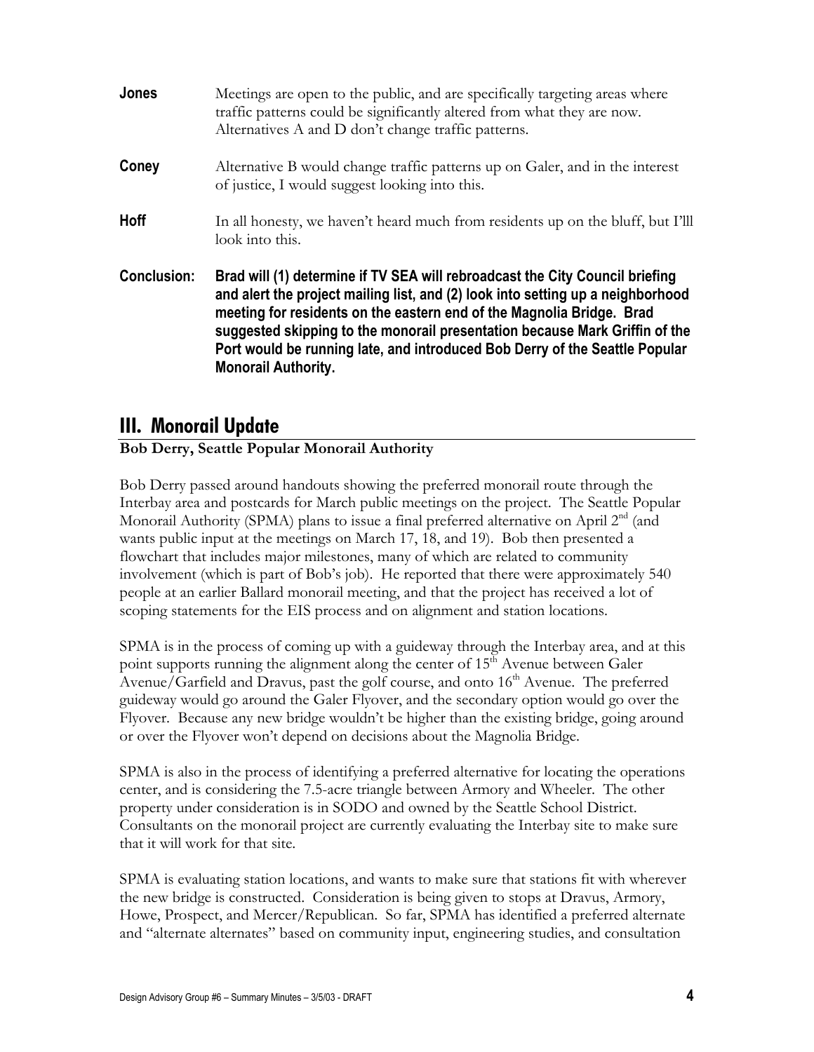**Jones** Meetings are open to the public, and are specifically targeting areas where traffic patterns could be significantly altered from what they are now. Alternatives A and D don't change traffic patterns.

**Coney** Alternative B would change traffic patterns up on Galer, and in the interest of justice, I would suggest looking into this.

**Hoff** In all honesty, we haven't heard much from residents up on the bluff, but I'lll look into this.

**Conclusion:** **Brad will (1) determine if TV SEA will rebroadcast the City Council briefing and alert the project mailing list, and (2) look into setting up a neighborhood meeting for residents on the eastern end of the Magnolia Bridge. Brad suggested skipping to the monorail presentation because Mark Griffin of the Port would be running late, and introduced Bob Derry of the Seattle Popular Monorail Authority.**

## III. Monorail Update

**Bob Derry, Seattle Popular Monorail Authority**

Bob Derry passed around handouts showing the preferred monorail route through the Interbay area and postcards for March public meetings on the project. The Seattle Popular Monorail Authority (SPMA) plans to issue a final preferred alternative on April 2nd (and wants public input at the meetings on March 17, 18, and 19). Bob then presented a flowchart that includes major milestones, many of which are related to community involvement (which is part of Bob's job). He reported that there were approximately 540 people at an earlier Ballard monorail meeting, and that the project has received a lot of scoping statements for the EIS process and on alignment and station locations.

SPMA is in the process of coming up with a guideway through the Interbay area, and at this point supports running the alignment along the center of 15th Avenue between Galer Avenue/Garfield and Dravus, past the golf course, and onto 16th Avenue. The preferred guideway would go around the Galer Flyover, and the secondary option would go over the Flyover. Because any new bridge wouldn't be higher than the existing bridge, going around or over the Flyover won't depend on decisions about the Magnolia Bridge.

SPMA is also in the process of identifying a preferred alternative for locating the operations center, and is considering the 7.5-acre triangle between Armory and Wheeler. The other property under consideration is in SODO and owned by the Seattle School District. Consultants on the monorail project are currently evaluating the Interbay site to make sure that it will work for that site.

SPMA is evaluating station locations, and wants to make sure that stations fit with wherever the new bridge is constructed. Consideration is being given to stops at Dravus, Armory, Howe, Prospect, and Mercer/Republican. So far, SPMA has identified a preferred alternate and "alternate alternates" based on community input, engineering studies, and consultation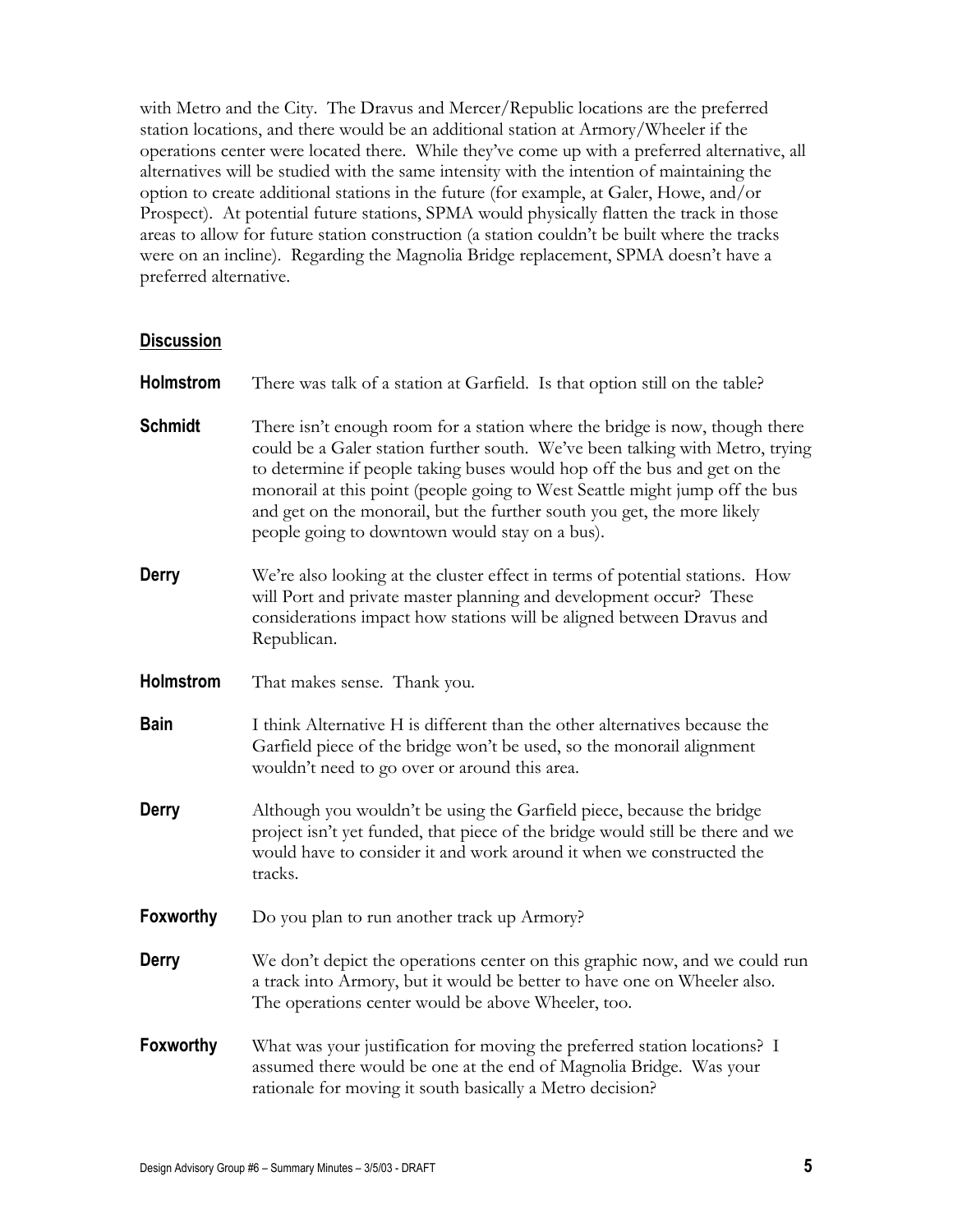with Metro and the City. The Dravus and Mercer/Republic locations are the preferred station locations, and there would be an additional station at Armory/Wheeler if the operations center were located there. While they've come up with a preferred alternative, all alternatives will be studied with the same intensity with the intention of maintaining the option to create additional stations in the future (for example, at Galer, Howe, and/or Prospect). At potential future stations, SPMA would physically flatten the track in those areas to allow for future station construction (a station couldn't be built where the tracks were on an incline). Regarding the Magnolia Bridge replacement, SPMA doesn't have a preferred alternative.

## Discussion

**Holmstrom** There was talk of a station at Garfield. Is that option still on the table?

**Schmidt** There isn't enough room for a station where the bridge is now, though there could be a Galer station further south. We've been talking with Metro, trying to determine if people taking buses would hop off the bus and get on the monorail at this point (people going to West Seattle might jump off the bus and get on the monorail, but the further south you get, the more likely people going to downtown would stay on a bus).

**Derry** We're also looking at the cluster effect in terms of potential stations. How will Port and private master planning and development occur? These considerations impact how stations will be aligned between Dravus and Republican.

**Holmstrom** That makes sense. Thank you.

**Bain** I think Alternative H is different than the other alternatives because the Garfield piece of the bridge won't be used, so the monorail alignment wouldn't need to go over or around this area.

**Derry** Although you wouldn't be using the Garfield piece, because the bridge project isn't yet funded, that piece of the bridge would still be there and we would have to consider it and work around it when we constructed the tracks.

**Foxworthy** Do you plan to run another track up Armory?

**Derry** We don't depict the operations center on this graphic now, and we could run a track into Armory, but it would be better to have one on Wheeler also. The operations center would be above Wheeler, too.

**Foxworthy** What was your justification for moving the preferred station locations? I assumed there would be one at the end of Magnolia Bridge. Was your rationale for moving it south basically a Metro decision?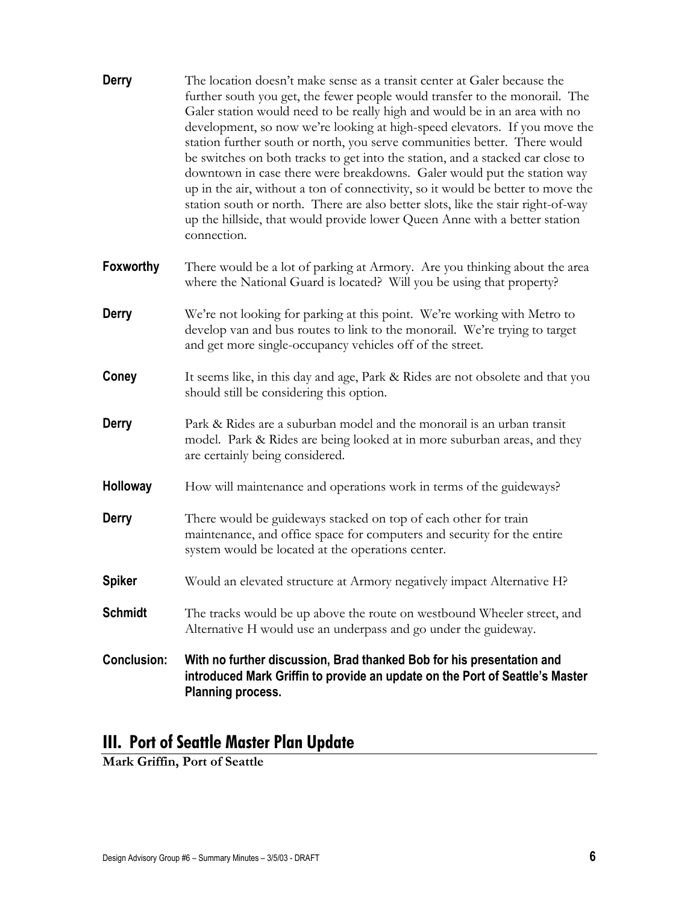**Derry** The location doesn't make sense as a transit center at Galer because the further south you get, the fewer people would transfer to the monorail. The Galer station would need to be really high and would be in an area with no development, so now we're looking at high-speed elevators. If you move the station further south or north, you serve communities better. There would be switches on both tracks to get into the station, and a stacked car close to downtown in case there were breakdowns. Galer would put the station way up in the air, without a ton of connectivity, so it would be better to move the station south or north. There are also better slots, like the stair right-of-way up the hillside, that would provide lower Queen Anne with a better station connection.

**Foxworthy** There would be a lot of parking at Armory. Are you thinking about the area where the National Guard is located? Will you be using that property?

**Derry** We're not looking for parking at this point. We're working with Metro to develop van and bus routes to link to the monorail. We're trying to target and get more single-occupancy vehicles off of the street.

**Coney** It seems like, in this day and age, Park & Rides are not obsolete and that you should still be considering this option.

**Derry** Park & Rides are a suburban model and the monorail is an urban transit model. Park & Rides are being looked at in more suburban areas, and they are certainly being considered.

**Holloway** How will maintenance and operations work in terms of the guideways?

**Derry** There would be guideways stacked on top of each other for train maintenance, and office space for computers and security for the entire system would be located at the operations center.

**Spiker** Would an elevated structure at Armory negatively impact Alternative H?

**Schmidt** The tracks would be up above the route on westbound Wheeler street, and Alternative H would use an underpass and go under the guideway.

**Conclusion: With no further discussion, Brad thanked Bob for his presentation and introduced Mark Griffin to provide an update on the Port of Seattle's Master Planning process.**

## III. Port of Seattle Master Plan Update

**Mark Griffin, Port of Seattle**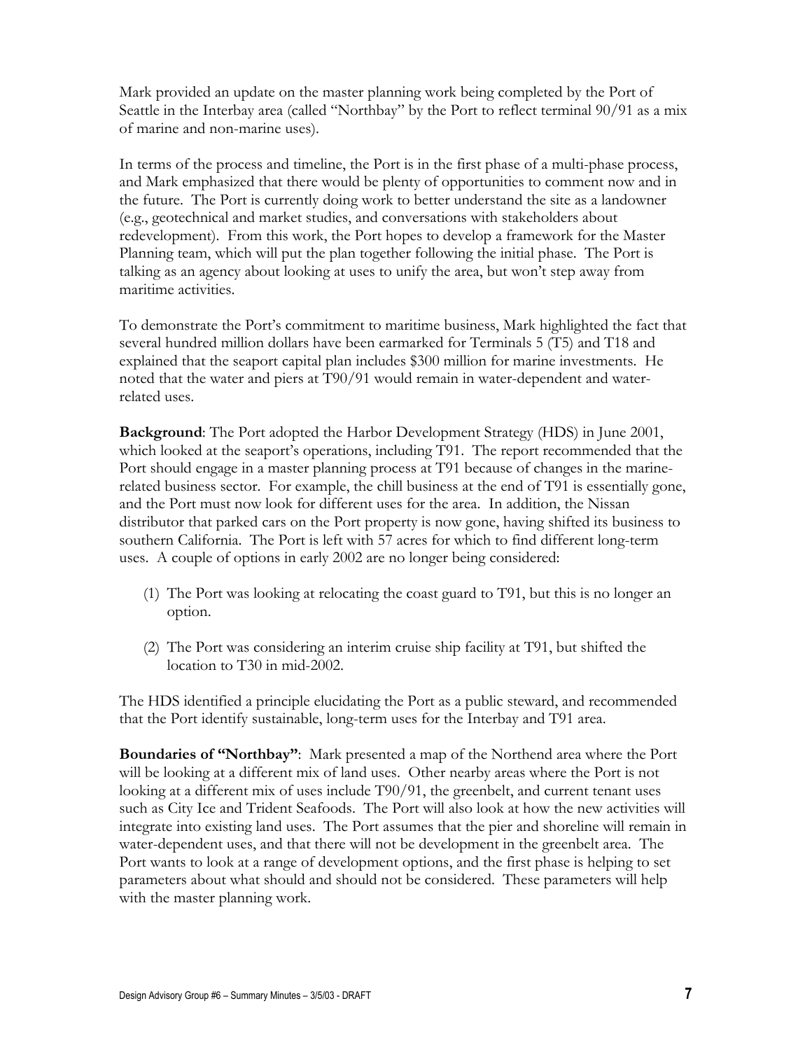Mark provided an update on the master planning work being completed by the Port of Seattle in the Interbay area (called "Northbay" by the Port to reflect terminal 90/91 as a mix of marine and non-marine uses).

In terms of the process and timeline, the Port is in the first phase of a multi-phase process, and Mark emphasized that there would be plenty of opportunities to comment now and in the future. The Port is currently doing work to better understand the site as a landowner (e.g., geotechnical and market studies, and conversations with stakeholders about redevelopment). From this work, the Port hopes to develop a framework for the Master Planning team, which will put the plan together following the initial phase. The Port is talking as an agency about looking at uses to unify the area, but won't step away from maritime activities.

To demonstrate the Port's commitment to maritime business, Mark highlighted the fact that several hundred million dollars have been earmarked for Terminals 5 (T5) and T18 and explained that the seaport capital plan includes $300 million for marine investments. He noted that the water and piers at T90/91 would remain in water-dependent and water-related uses.

**Background**: The Port adopted the Harbor Development Strategy (HDS) in June 2001, which looked at the seaport's operations, including T91. The report recommended that the Port should engage in a master planning process at T91 because of changes in the marine-related business sector. For example, the chill business at the end of T91 is essentially gone, and the Port must now look for different uses for the area. In addition, the Nissan distributor that parked cars on the Port property is now gone, having shifted its business to southern California. The Port is left with 57 acres for which to find different long-term uses. A couple of options in early 2002 are no longer being considered:

(1) The Port was looking at relocating the coast guard to T91, but this is no longer an option.

(2) The Port was considering an interim cruise ship facility at T91, but shifted the location to T30 in mid-2002.

The HDS identified a principle elucidating the Port as a public steward, and recommended that the Port identify sustainable, long-term uses for the Interbay and T91 area.

**Boundaries of "Northbay"**: Mark presented a map of the Northend area where the Port will be looking at a different mix of land uses. Other nearby areas where the Port is not looking at a different mix of uses include T90/91, the greenbelt, and current tenant uses such as City Ice and Trident Seafoods. The Port will also look at how the new activities will integrate into existing land uses. The Port assumes that the pier and shoreline will remain in water-dependent uses, and that there will not be development in the greenbelt area. The Port wants to look at a range of development options, and the first phase is helping to set parameters about what should and should not be considered. These parameters will help with the master planning work.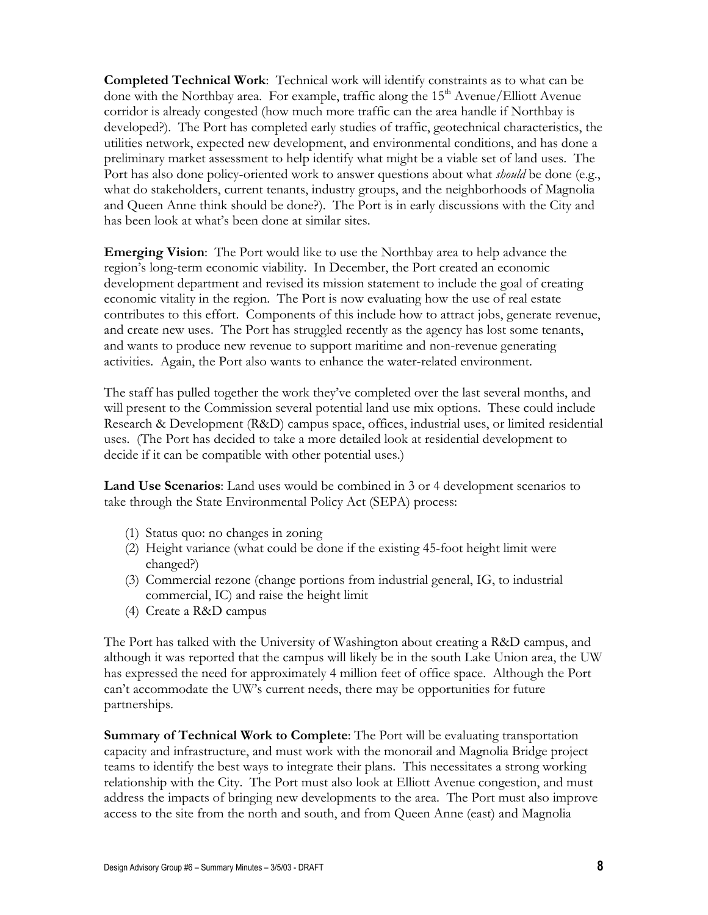**Completed Technical Work**: Technical work will identify constraints as to what can be done with the Northbay area. For example, traffic along the 15th Avenue/Elliott Avenue corridor is already congested (how much more traffic can the area handle if Northbay is developed?). The Port has completed early studies of traffic, geotechnical characteristics, the utilities network, expected new development, and environmental conditions, and has done a preliminary market assessment to help identify what might be a viable set of land uses. The Port has also done policy-oriented work to answer questions about what *should* be done (e.g., what do stakeholders, current tenants, industry groups, and the neighborhoods of Magnolia and Queen Anne think should be done?). The Port is in early discussions with the City and has been look at what's been done at similar sites.

**Emerging Vision**: The Port would like to use the Northbay area to help advance the region's long-term economic viability. In December, the Port created an economic development department and revised its mission statement to include the goal of creating economic vitality in the region. The Port is now evaluating how the use of real estate contributes to this effort. Components of this include how to attract jobs, generate revenue, and create new uses. The Port has struggled recently as the agency has lost some tenants, and wants to produce new revenue to support maritime and non-revenue generating activities. Again, the Port also wants to enhance the water-related environment.

The staff has pulled together the work they've completed over the last several months, and will present to the Commission several potential land use mix options. These could include Research & Development (R&D) campus space, offices, industrial uses, or limited residential uses. (The Port has decided to take a more detailed look at residential development to decide if it can be compatible with other potential uses.)

**Land Use Scenarios**: Land uses would be combined in 3 or 4 development scenarios to take through the State Environmental Policy Act (SEPA) process:

(1) Status quo: no changes in zoning
(2) Height variance (what could be done if the existing 45-foot height limit were changed?)
(3) Commercial rezone (change portions from industrial general, IG, to industrial commercial, IC) and raise the height limit
(4) Create a R&D campus

The Port has talked with the University of Washington about creating a R&D campus, and although it was reported that the campus will likely be in the south Lake Union area, the UW has expressed the need for approximately 4 million feet of office space. Although the Port can't accommodate the UW's current needs, there may be opportunities for future partnerships.

**Summary of Technical Work to Complete**: The Port will be evaluating transportation capacity and infrastructure, and must work with the monorail and Magnolia Bridge project teams to identify the best ways to integrate their plans. This necessitates a strong working relationship with the City. The Port must also look at Elliott Avenue congestion, and must address the impacts of bringing new developments to the area. The Port must also improve access to the site from the north and south, and from Queen Anne (east) and Magnolia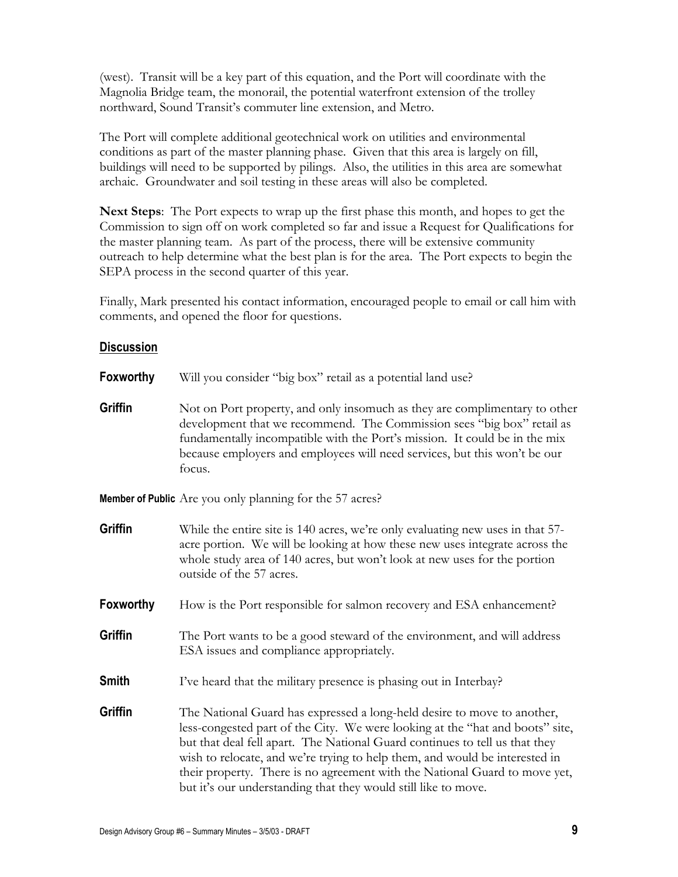(west). Transit will be a key part of this equation, and the Port will coordinate with the Magnolia Bridge team, the monorail, the potential waterfront extension of the trolley northward, Sound Transit's commuter line extension, and Metro.

The Port will complete additional geotechnical work on utilities and environmental conditions as part of the master planning phase. Given that this area is largely on fill, buildings will need to be supported by pilings. Also, the utilities in this area are somewhat archaic. Groundwater and soil testing in these areas will also be completed.

**Next Steps**: The Port expects to wrap up the first phase this month, and hopes to get the Commission to sign off on work completed so far and issue a Request for Qualifications for the master planning team. As part of the process, there will be extensive community outreach to help determine what the best plan is for the area. The Port expects to begin the SEPA process in the second quarter of this year.

Finally, Mark presented his contact information, encouraged people to email or call him with comments, and opened the floor for questions.

## Discussion

**Foxworthy** Will you consider "big box" retail as a potential land use?

**Griffin** Not on Port property, and only insomuch as they are complimentary to other development that we recommend. The Commission sees "big box" retail as fundamentally incompatible with the Port's mission. It could be in the mix because employers and employees will need services, but this won't be our focus.

**Member of Public** Are you only planning for the 57 acres?

**Griffin** While the entire site is 140 acres, we're only evaluating new uses in that 57-acre portion. We will be looking at how these new uses integrate across the whole study area of 140 acres, but won't look at new uses for the portion outside of the 57 acres.

**Foxworthy** How is the Port responsible for salmon recovery and ESA enhancement?

**Griffin** The Port wants to be a good steward of the environment, and will address ESA issues and compliance appropriately.

**Smith** I've heard that the military presence is phasing out in Interbay?

**Griffin** The National Guard has expressed a long-held desire to move to another, less-congested part of the City. We were looking at the "hat and boots" site, but that deal fell apart. The National Guard continues to tell us that they wish to relocate, and we're trying to help them, and would be interested in their property. There is no agreement with the National Guard to move yet, but it's our understanding that they would still like to move.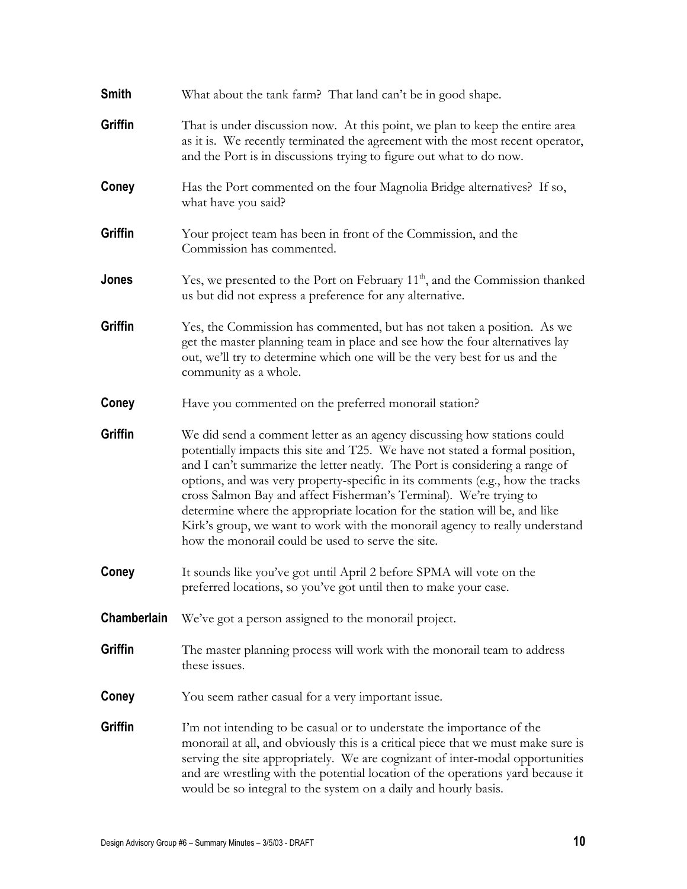**Smith** What about the tank farm? That land can't be in good shape.

**Griffin** That is under discussion now. At this point, we plan to keep the entire area as it is. We recently terminated the agreement with the most recent operator, and the Port is in discussions trying to figure out what to do now.

**Coney** Has the Port commented on the four Magnolia Bridge alternatives? If so, what have you said?

**Griffin** Your project team has been in front of the Commission, and the Commission has commented.

**Jones** Yes, we presented to the Port on February 11th, and the Commission thanked us but did not express a preference for any alternative.

**Griffin** Yes, the Commission has commented, but has not taken a position. As we get the master planning team in place and see how the four alternatives lay out, we'll try to determine which one will be the very best for us and the community as a whole.

**Coney** Have you commented on the preferred monorail station?

**Griffin** We did send a comment letter as an agency discussing how stations could potentially impacts this site and T25. We have not stated a formal position, and I can't summarize the letter neatly. The Port is considering a range of options, and was very property-specific in its comments (e.g., how the tracks cross Salmon Bay and affect Fisherman's Terminal). We're trying to determine where the appropriate location for the station will be, and like Kirk's group, we want to work with the monorail agency to really understand how the monorail could be used to serve the site.

**Coney** It sounds like you've got until April 2 before SPMA will vote on the preferred locations, so you've got until then to make your case.

**Chamberlain** We've got a person assigned to the monorail project.

**Griffin** The master planning process will work with the monorail team to address these issues.

**Coney** You seem rather casual for a very important issue.

**Griffin** I'm not intending to be casual or to understate the importance of the monorail at all, and obviously this is a critical piece that we must make sure is serving the site appropriately. We are cognizant of inter-modal opportunities and are wrestling with the potential location of the operations yard because it would be so integral to the system on a daily and hourly basis.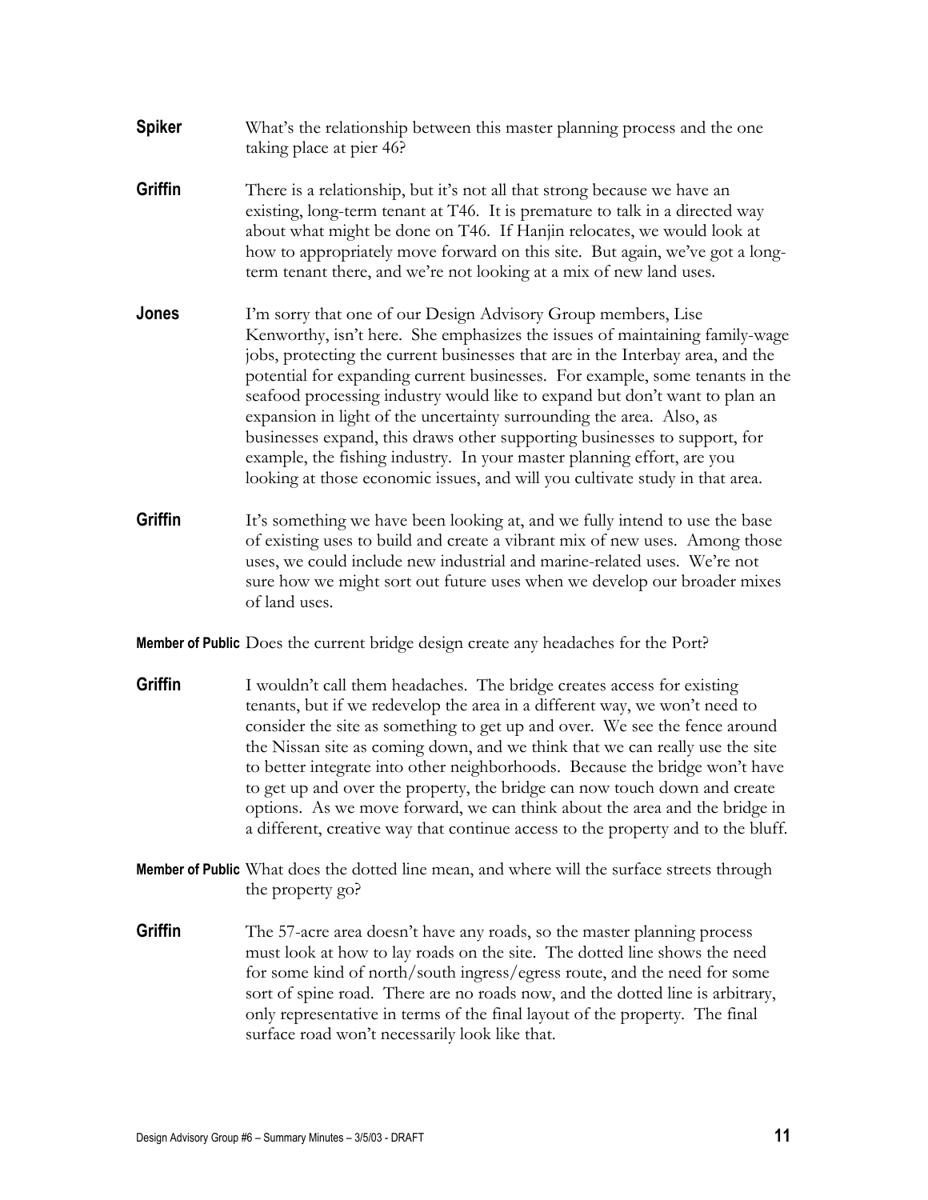**Spiker** What's the relationship between this master planning process and the one taking place at pier 46?

**Griffin** There is a relationship, but it's not all that strong because we have an existing, long-term tenant at T46. It is premature to talk in a directed way about what might be done on T46. If Hanjin relocates, we would look at how to appropriately move forward on this site. But again, we've got a long-term tenant there, and we're not looking at a mix of new land uses.

**Jones** I'm sorry that one of our Design Advisory Group members, Lise Kenworthy, isn't here. She emphasizes the issues of maintaining family-wage jobs, protecting the current businesses that are in the Interbay area, and the potential for expanding current businesses. For example, some tenants in the seafood processing industry would like to expand but don't want to plan an expansion in light of the uncertainty surrounding the area. Also, as businesses expand, this draws other supporting businesses to support, for example, the fishing industry. In your master planning effort, are you looking at those economic issues, and will you cultivate study in that area.

**Griffin** It's something we have been looking at, and we fully intend to use the base of existing uses to build and create a vibrant mix of new uses. Among those uses, we could include new industrial and marine-related uses. We're not sure how we might sort out future uses when we develop our broader mixes of land uses.

**Member of Public** Does the current bridge design create any headaches for the Port?

**Griffin** I wouldn't call them headaches. The bridge creates access for existing tenants, but if we redevelop the area in a different way, we won't need to consider the site as something to get up and over. We see the fence around the Nissan site as coming down, and we think that we can really use the site to better integrate into other neighborhoods. Because the bridge won't have to get up and over the property, the bridge can now touch down and create options. As we move forward, we can think about the area and the bridge in a different, creative way that continue access to the property and to the bluff.

**Member of Public** What does the dotted line mean, and where will the surface streets through the property go?

**Griffin** The 57-acre area doesn't have any roads, so the master planning process must look at how to lay roads on the site. The dotted line shows the need for some kind of north/south ingress/egress route, and the need for some sort of spine road. There are no roads now, and the dotted line is arbitrary, only representative in terms of the final layout of the property. The final surface road won't necessarily look like that.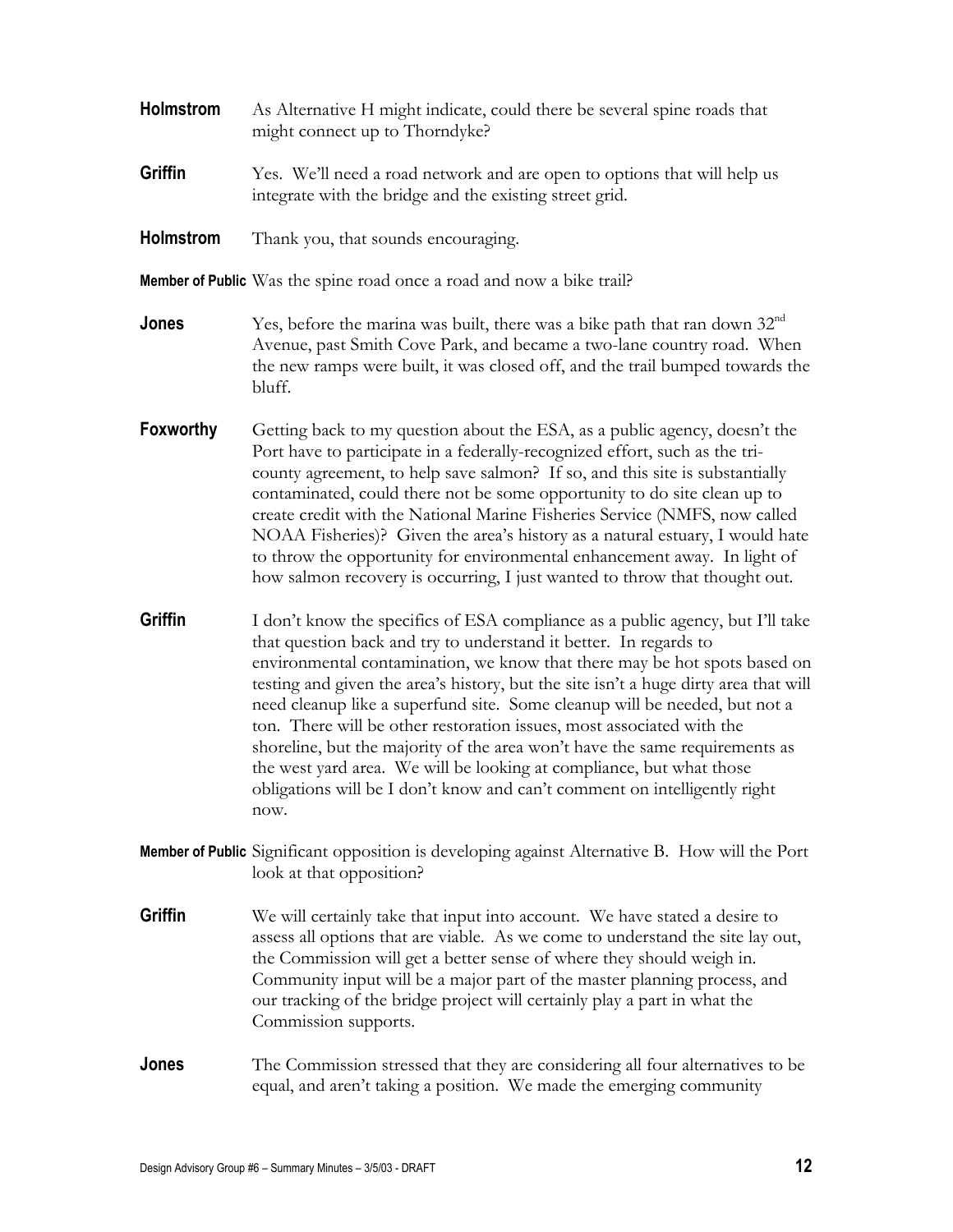**Holmstrom** As Alternative H might indicate, could there be several spine roads that might connect up to Thorndyke?

**Griffin** Yes. We'll need a road network and are open to options that will help us integrate with the bridge and the existing street grid.

**Holmstrom** Thank you, that sounds encouraging.

**Member of Public** Was the spine road once a road and now a bike trail?

**Jones** Yes, before the marina was built, there was a bike path that ran down 32nd Avenue, past Smith Cove Park, and became a two-lane country road. When the new ramps were built, it was closed off, and the trail bumped towards the bluff.

**Foxworthy** Getting back to my question about the ESA, as a public agency, doesn't the Port have to participate in a federally-recognized effort, such as the tri-county agreement, to help save salmon? If so, and this site is substantially contaminated, could there not be some opportunity to do site clean up to create credit with the National Marine Fisheries Service (NMFS, now called NOAA Fisheries)? Given the area's history as a natural estuary, I would hate to throw the opportunity for environmental enhancement away. In light of how salmon recovery is occurring, I just wanted to throw that thought out.

**Griffin** I don't know the specifics of ESA compliance as a public agency, but I'll take that question back and try to understand it better. In regards to environmental contamination, we know that there may be hot spots based on testing and given the area's history, but the site isn't a huge dirty area that will need cleanup like a superfund site. Some cleanup will be needed, but not a ton. There will be other restoration issues, most associated with the shoreline, but the majority of the area won't have the same requirements as the west yard area. We will be looking at compliance, but what those obligations will be I don't know and can't comment on intelligently right now.

**Member of Public** Significant opposition is developing against Alternative B. How will the Port look at that opposition?

**Griffin** We will certainly take that input into account. We have stated a desire to assess all options that are viable. As we come to understand the site lay out, the Commission will get a better sense of where they should weigh in. Community input will be a major part of the master planning process, and our tracking of the bridge project will certainly play a part in what the Commission supports.

**Jones** The Commission stressed that they are considering all four alternatives to be equal, and aren't taking a position. We made the emerging community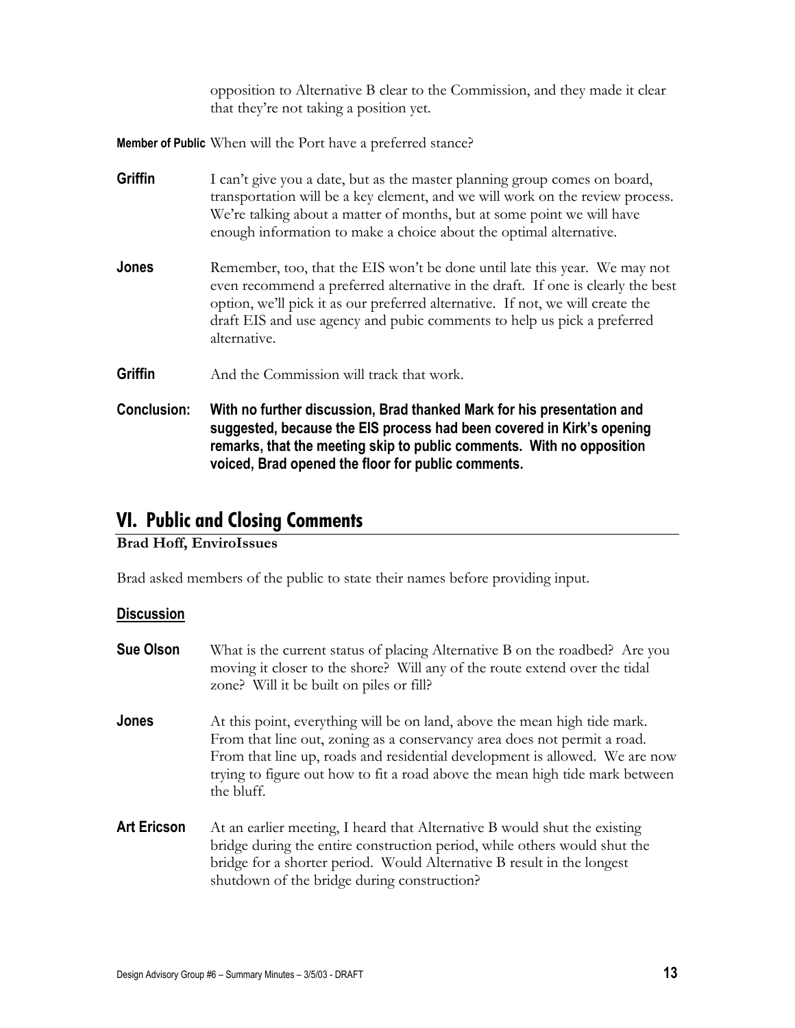opposition to Alternative B clear to the Commission, and they made it clear that they're not taking a position yet.

**Member of Public** When will the Port have a preferred stance?

**Griffin** I can't give you a date, but as the master planning group comes on board, transportation will be a key element, and we will work on the review process. We're talking about a matter of months, but at some point we will have enough information to make a choice about the optimal alternative.

**Jones** Remember, too, that the EIS won't be done until late this year. We may not even recommend a preferred alternative in the draft. If one is clearly the best option, we'll pick it as our preferred alternative. If not, we will create the draft EIS and use agency and pubic comments to help us pick a preferred alternative.

**Griffin** And the Commission will track that work.

**Conclusion: With no further discussion, Brad thanked Mark for his presentation and suggested, because the EIS process had been covered in Kirk's opening remarks, that the meeting skip to public comments. With no opposition voiced, Brad opened the floor for public comments.**

## VI. Public and Closing Comments

**Brad Hoff, EnviroIssues**

Brad asked members of the public to state their names before providing input.

### Discussion

**Sue Olson** What is the current status of placing Alternative B on the roadbed? Are you moving it closer to the shore? Will any of the route extend over the tidal zone? Will it be built on piles or fill?

**Jones** At this point, everything will be on land, above the mean high tide mark. From that line out, zoning as a conservancy area does not permit a road. From that line up, roads and residential development is allowed. We are now trying to figure out how to fit a road above the mean high tide mark between the bluff.

**Art Ericson** At an earlier meeting, I heard that Alternative B would shut the existing bridge during the entire construction period, while others would shut the bridge for a shorter period. Would Alternative B result in the longest shutdown of the bridge during construction?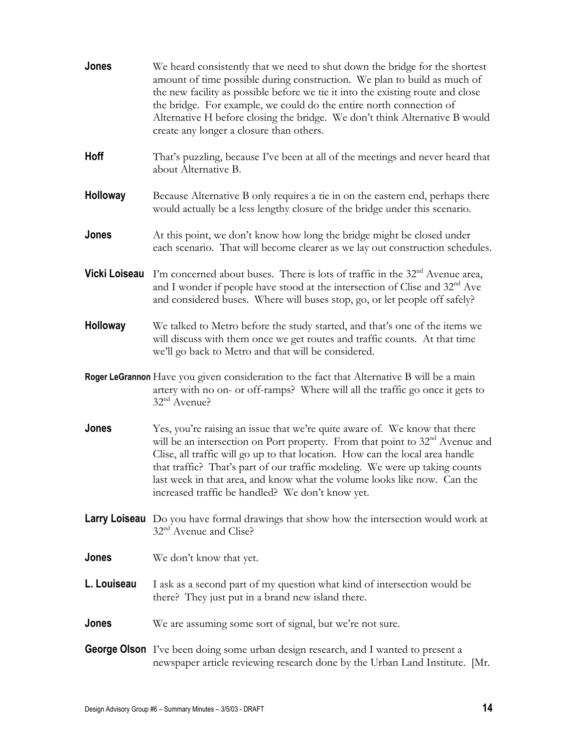**Jones** We heard consistently that we need to shut down the bridge for the shortest amount of time possible during construction. We plan to build as much of the new facility as possible before we tie it into the existing route and close the bridge. For example, we could do the entire north connection of Alternative H before closing the bridge. We don't think Alternative B would create any longer a closure than others.

**Hoff** That's puzzling, because I've been at all of the meetings and never heard that about Alternative B.

**Holloway** Because Alternative B only requires a tie in on the eastern end, perhaps there would actually be a less lengthy closure of the bridge under this scenario.

**Jones** At this point, we don't know how long the bridge might be closed under each scenario. That will become clearer as we lay out construction schedules.

**Vicki Loiseau** I'm concerned about buses. There is lots of traffic in the 32nd Avenue area, and I wonder if people have stood at the intersection of Clise and 32nd Ave and considered buses. Where will buses stop, go, or let people off safely?

**Holloway** We talked to Metro before the study started, and that's one of the items we will discuss with them once we get routes and traffic counts. At that time we'll go back to Metro and that will be considered.

**Roger LeGrannon** Have you given consideration to the fact that Alternative B will be a main artery with no on- or off-ramps? Where will all the traffic go once it gets to 32nd Avenue?

**Jones** Yes, you're raising an issue that we're quite aware of. We know that there will be an intersection on Port property. From that point to 32nd Avenue and Clise, all traffic will go up to that location. How can the local area handle that traffic? That's part of our traffic modeling. We were up taking counts last week in that area, and know what the volume looks like now. Can the increased traffic be handled? We don't know yet.

**Larry Loiseau** Do you have formal drawings that show how the intersection would work at 32nd Avenue and Clise?

**Jones** We don't know that yet.

**L. Louiseau** I ask as a second part of my question what kind of intersection would be there? They just put in a brand new island there.

**Jones** We are assuming some sort of signal, but we're not sure.

**George Olson** I've been doing some urban design research, and I wanted to present a newspaper article reviewing research done by the Urban Land Institute. [Mr.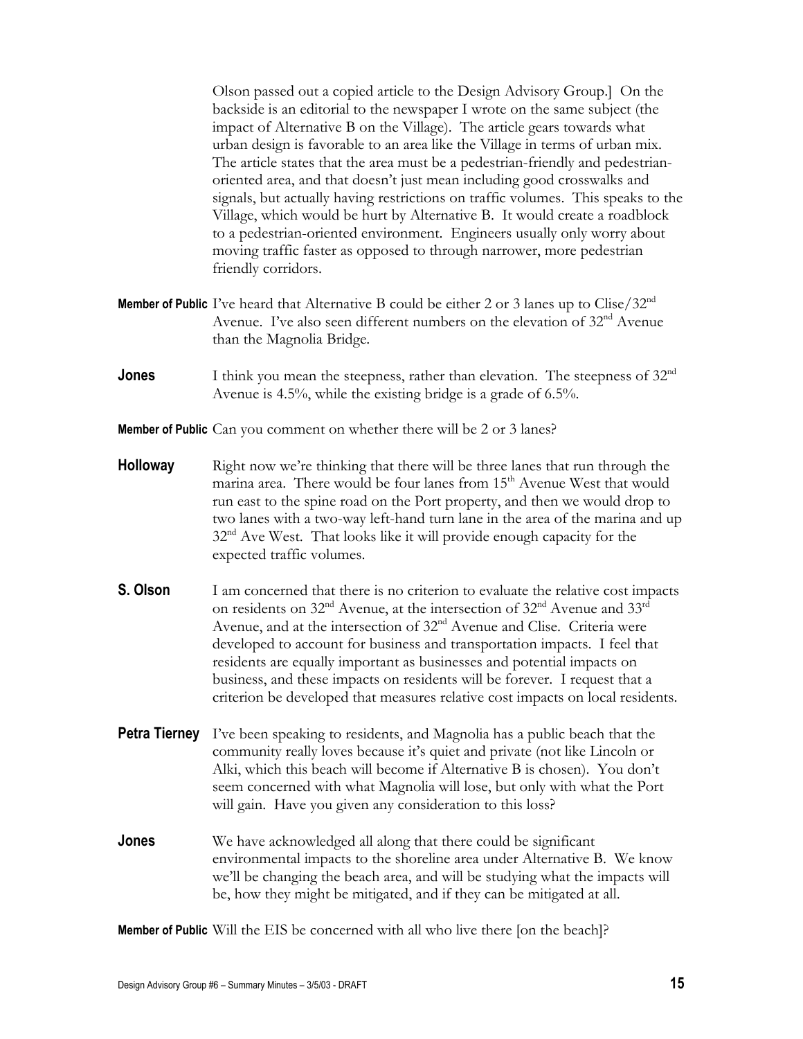Olson passed out a copied article to the Design Advisory Group.] On the backside is an editorial to the newspaper I wrote on the same subject (the impact of Alternative B on the Village). The article gears towards what urban design is favorable to an area like the Village in terms of urban mix. The article states that the area must be a pedestrian-friendly and pedestrian-oriented area, and that doesn't just mean including good crosswalks and signals, but actually having restrictions on traffic volumes. This speaks to the Village, which would be hurt by Alternative B. It would create a roadblock to a pedestrian-oriented environment. Engineers usually only worry about moving traffic faster as opposed to through narrower, more pedestrian friendly corridors.

**Member of Public** I've heard that Alternative B could be either 2 or 3 lanes up to Clise/32nd Avenue. I've also seen different numbers on the elevation of 32nd Avenue than the Magnolia Bridge.

**Jones** I think you mean the steepness, rather than elevation. The steepness of 32nd Avenue is 4.5%, while the existing bridge is a grade of 6.5%.

**Member of Public** Can you comment on whether there will be 2 or 3 lanes?

**Holloway** Right now we're thinking that there will be three lanes that run through the marina area. There would be four lanes from 15th Avenue West that would run east to the spine road on the Port property, and then we would drop to two lanes with a two-way left-hand turn lane in the area of the marina and up 32nd Ave West. That looks like it will provide enough capacity for the expected traffic volumes.

**S. Olson** I am concerned that there is no criterion to evaluate the relative cost impacts on residents on 32nd Avenue, at the intersection of 32nd Avenue and 33rd Avenue, and at the intersection of 32nd Avenue and Clise. Criteria were developed to account for business and transportation impacts. I feel that residents are equally important as businesses and potential impacts on business, and these impacts on residents will be forever. I request that a criterion be developed that measures relative cost impacts on local residents.

**Petra Tierney** I've been speaking to residents, and Magnolia has a public beach that the community really loves because it's quiet and private (not like Lincoln or Alki, which this beach will become if Alternative B is chosen). You don't seem concerned with what Magnolia will lose, but only with what the Port will gain. Have you given any consideration to this loss?

**Jones** We have acknowledged all along that there could be significant environmental impacts to the shoreline area under Alternative B. We know we'll be changing the beach area, and will be studying what the impacts will be, how they might be mitigated, and if they can be mitigated at all.

**Member of Public** Will the EIS be concerned with all who live there [on the beach]?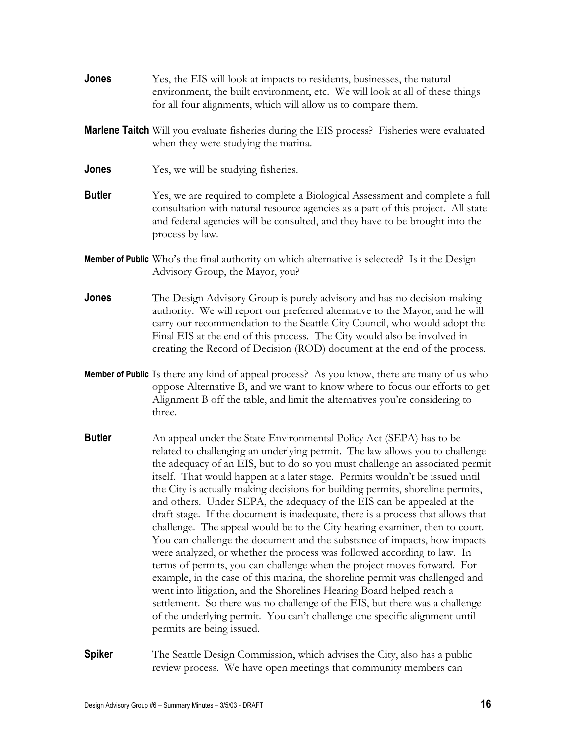**Jones** Yes, the EIS will look at impacts to residents, businesses, the natural environment, the built environment, etc. We will look at all of these things for all four alignments, which will allow us to compare them.

**Marlene Taitch** Will you evaluate fisheries during the EIS process? Fisheries were evaluated when they were studying the marina.

**Jones** Yes, we will be studying fisheries.

**Butler** Yes, we are required to complete a Biological Assessment and complete a full consultation with natural resource agencies as a part of this project. All state and federal agencies will be consulted, and they have to be brought into the process by law.

**Member of Public** Who's the final authority on which alternative is selected? Is it the Design Advisory Group, the Mayor, you?

**Jones** The Design Advisory Group is purely advisory and has no decision-making authority. We will report our preferred alternative to the Mayor, and he will carry our recommendation to the Seattle City Council, who would adopt the Final EIS at the end of this process. The City would also be involved in creating the Record of Decision (ROD) document at the end of the process.

**Member of Public** Is there any kind of appeal process? As you know, there are many of us who oppose Alternative B, and we want to know where to focus our efforts to get Alignment B off the table, and limit the alternatives you're considering to three.

**Butler** An appeal under the State Environmental Policy Act (SEPA) has to be related to challenging an underlying permit. The law allows you to challenge the adequacy of an EIS, but to do so you must challenge an associated permit itself. That would happen at a later stage. Permits wouldn't be issued until the City is actually making decisions for building permits, shoreline permits, and others. Under SEPA, the adequacy of the EIS can be appealed at the draft stage. If the document is inadequate, there is a process that allows that challenge. The appeal would be to the City hearing examiner, then to court. You can challenge the document and the substance of impacts, how impacts were analyzed, or whether the process was followed according to law. In terms of permits, you can challenge when the project moves forward. For example, in the case of this marina, the shoreline permit was challenged and went into litigation, and the Shorelines Hearing Board helped reach a settlement. So there was no challenge of the EIS, but there was a challenge of the underlying permit. You can't challenge one specific alignment until permits are being issued.

**Spiker** The Seattle Design Commission, which advises the City, also has a public review process. We have open meetings that community members can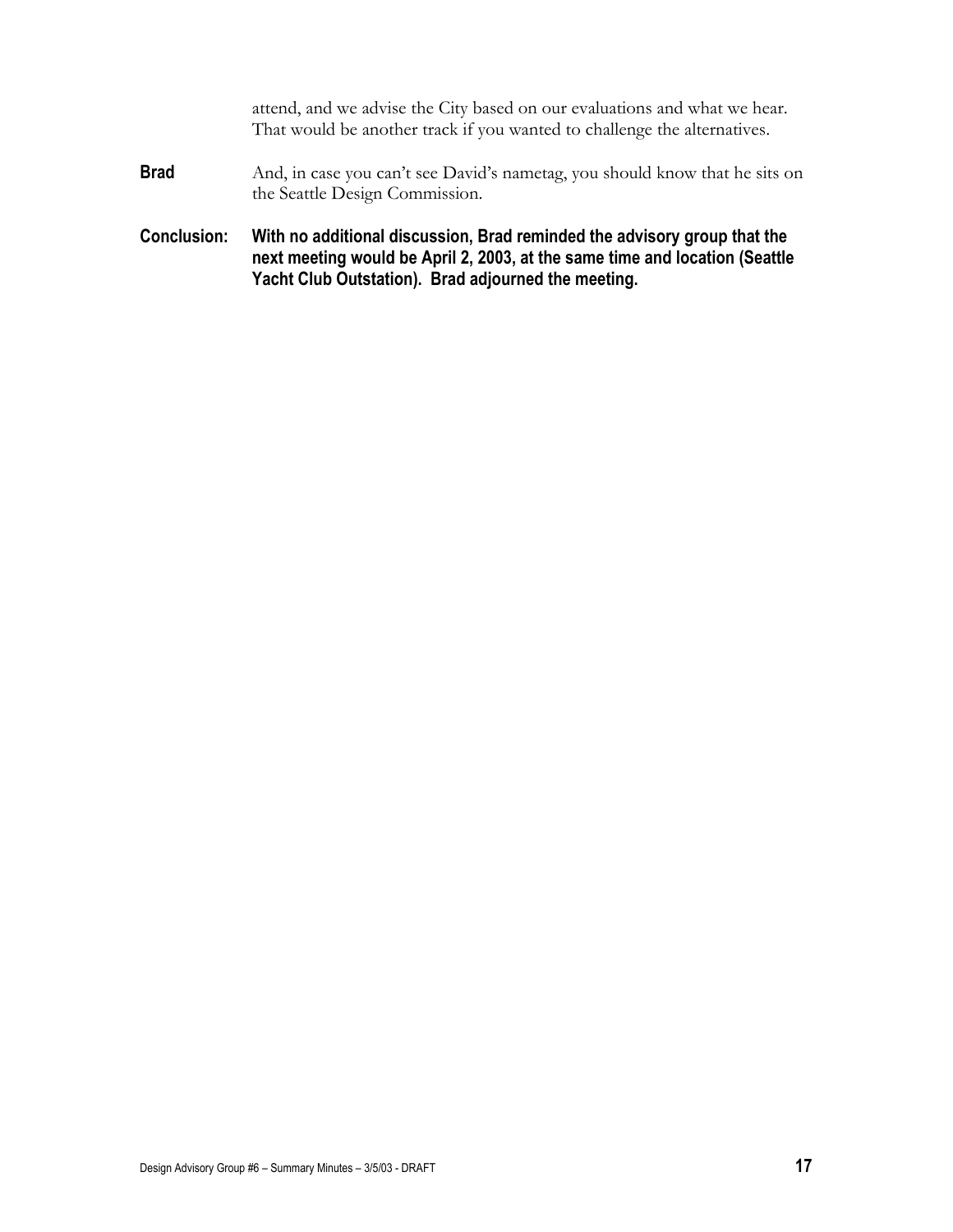attend, and we advise the City based on our evaluations and what we hear. That would be another track if you wanted to challenge the alternatives.

**Brad** And, in case you can't see David's nametag, you should know that he sits on the Seattle Design Commission.

**Conclusion: With no additional discussion, Brad reminded the advisory group that the next meeting would be April 2, 2003, at the same time and location (Seattle Yacht Club Outstation). Brad adjourned the meeting.**